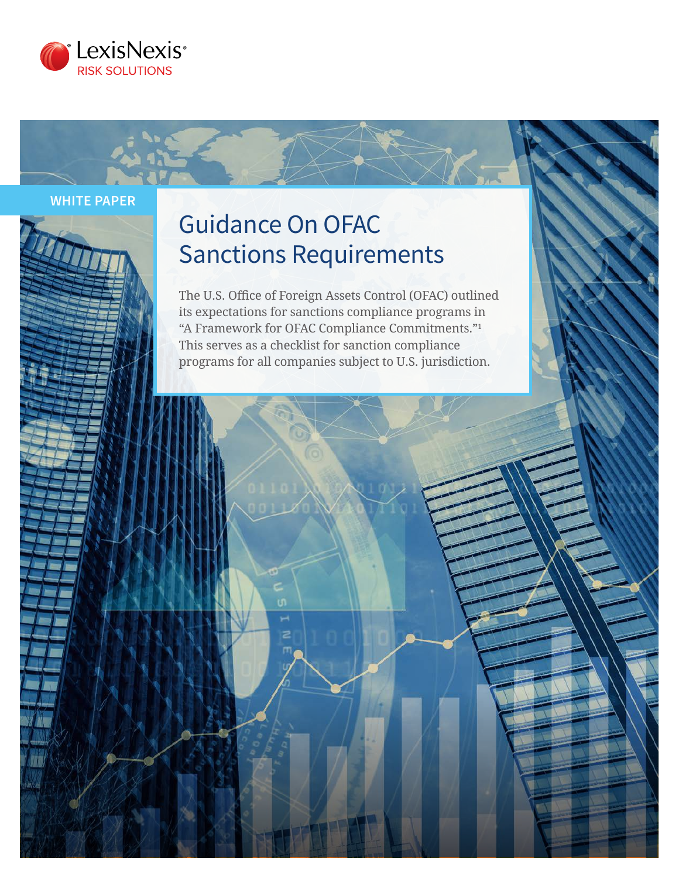LexisNexis®
RISK SOLUTIONS

WHITE PAPER

# Guidance On OFAC Sanctions Requirements

The U.S. Office of Foreign Assets Control (OFAC) outlined its expectations for sanctions compliance programs in "A Framework for OFAC Compliance Commitments."[1] This serves as a checklist for sanction compliance programs for all companies subject to U.S. jurisdiction.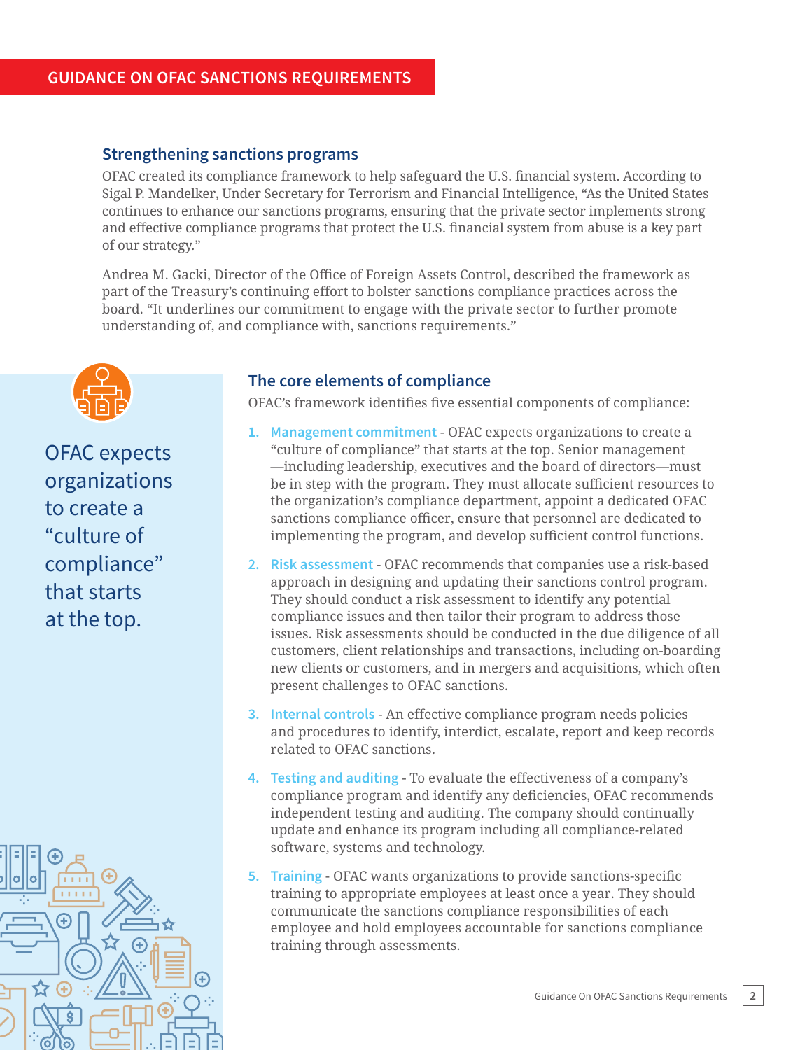## Strengthening sanctions programs

OFAC created its compliance framework to help safeguard the U.S. financial system. According to Sigal P. Mandelker, Under Secretary for Terrorism and Financial Intelligence, "As the United States continues to enhance our sanctions programs, ensuring that the private sector implements strong and effective compliance programs that protect the U.S. financial system from abuse is a key part of our strategy."

Andrea M. Gacki, Director of the Office of Foreign Assets Control, described the framework as part of the Treasury's continuing effort to bolster sanctions compliance practices across the board. "It underlines our commitment to engage with the private sector to further promote understanding of, and compliance with, sanctions requirements."

> OFAC expects organizations to create a "culture of compliance" that starts at the top.

## The core elements of compliance

OFAC's framework identifies five essential components of compliance:

1. **Management commitment** - OFAC expects organizations to create a "culture of compliance" that starts at the top. Senior management —including leadership, executives and the board of directors—must be in step with the program. They must allocate sufficient resources to the organization's compliance department, appoint a dedicated OFAC sanctions compliance officer, ensure that personnel are dedicated to implementing the program, and develop sufficient control functions.
2. **Risk assessment** - OFAC recommends that companies use a risk-based approach in designing and updating their sanctions control program. They should conduct a risk assessment to identify any potential compliance issues and then tailor their program to address those issues. Risk assessments should be conducted in the due diligence of all customers, client relationships and transactions, including on-boarding new clients or customers, and in mergers and acquisitions, which often present challenges to OFAC sanctions.
3. **Internal controls** - An effective compliance program needs policies and procedures to identify, interdict, escalate, report and keep records related to OFAC sanctions.
4. **Testing and auditing** - To evaluate the effectiveness of a company's compliance program and identify any deficiencies, OFAC recommends independent testing and auditing. The company should continually update and enhance its program including all compliance-related software, systems and technology.
5. **Training** - OFAC wants organizations to provide sanctions-specific training to appropriate employees at least once a year. They should communicate the sanctions compliance responsibilities of each employee and hold employees accountable for sanctions compliance training through assessments.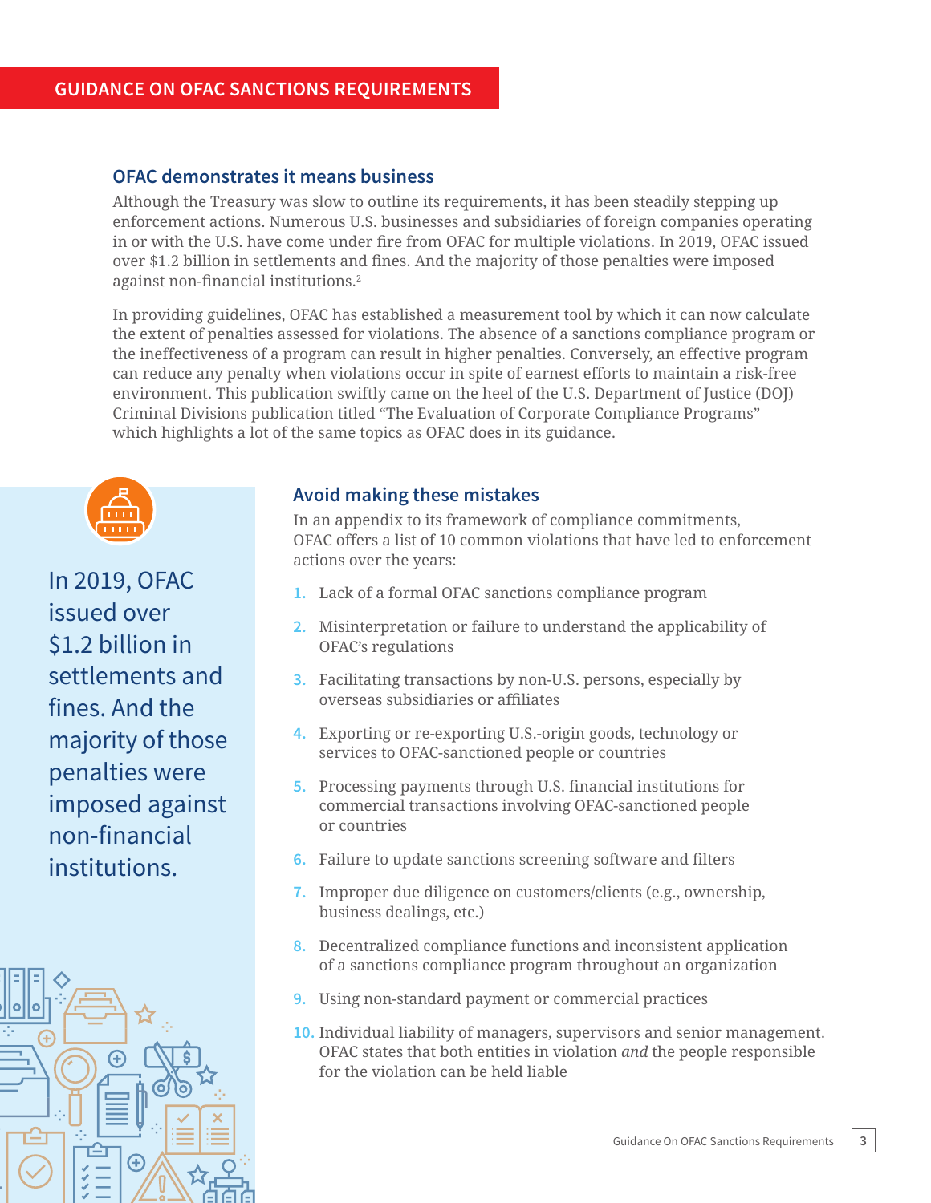## OFAC demonstrates it means business

Although the Treasury was slow to outline its requirements, it has been steadily stepping up enforcement actions. Numerous U.S. businesses and subsidiaries of foreign companies operating in or with the U.S. have come under fire from OFAC for multiple violations. In 2019, OFAC issued over $1.2 billion in settlements and fines. And the majority of those penalties were imposed against non-financial institutions.[2]

In providing guidelines, OFAC has established a measurement tool by which it can now calculate the extent of penalties assessed for violations. The absence of a sanctions compliance program or the ineffectiveness of a program can result in higher penalties. Conversely, an effective program can reduce any penalty when violations occur in spite of earnest efforts to maintain a risk-free environment. This publication swiftly came on the heel of the U.S. Department of Justice (DOJ) Criminal Divisions publication titled "The Evaluation of Corporate Compliance Programs" which highlights a lot of the same topics as OFAC does in its guidance.

In 2019, OFAC issued over $1.2 billion in settlements and fines. And the majority of those penalties were imposed against non-financial institutions.

## Avoid making these mistakes

In an appendix to its framework of compliance commitments, OFAC offers a list of 10 common violations that have led to enforcement actions over the years:

1. Lack of a formal OFAC sanctions compliance program
2. Misinterpretation or failure to understand the applicability of OFAC's regulations
3. Facilitating transactions by non-U.S. persons, especially by overseas subsidiaries or affiliates
4. Exporting or re-exporting U.S.-origin goods, technology or services to OFAC-sanctioned people or countries
5. Processing payments through U.S. financial institutions for commercial transactions involving OFAC-sanctioned people or countries
6. Failure to update sanctions screening software and filters
7. Improper due diligence on customers/clients (e.g., ownership, business dealings, etc.)
8. Decentralized compliance functions and inconsistent application of a sanctions compliance program throughout an organization
9. Using non-standard payment or commercial practices
10. Individual liability of managers, supervisors and senior management. OFAC states that both entities in violation *and* the people responsible for the violation can be held liable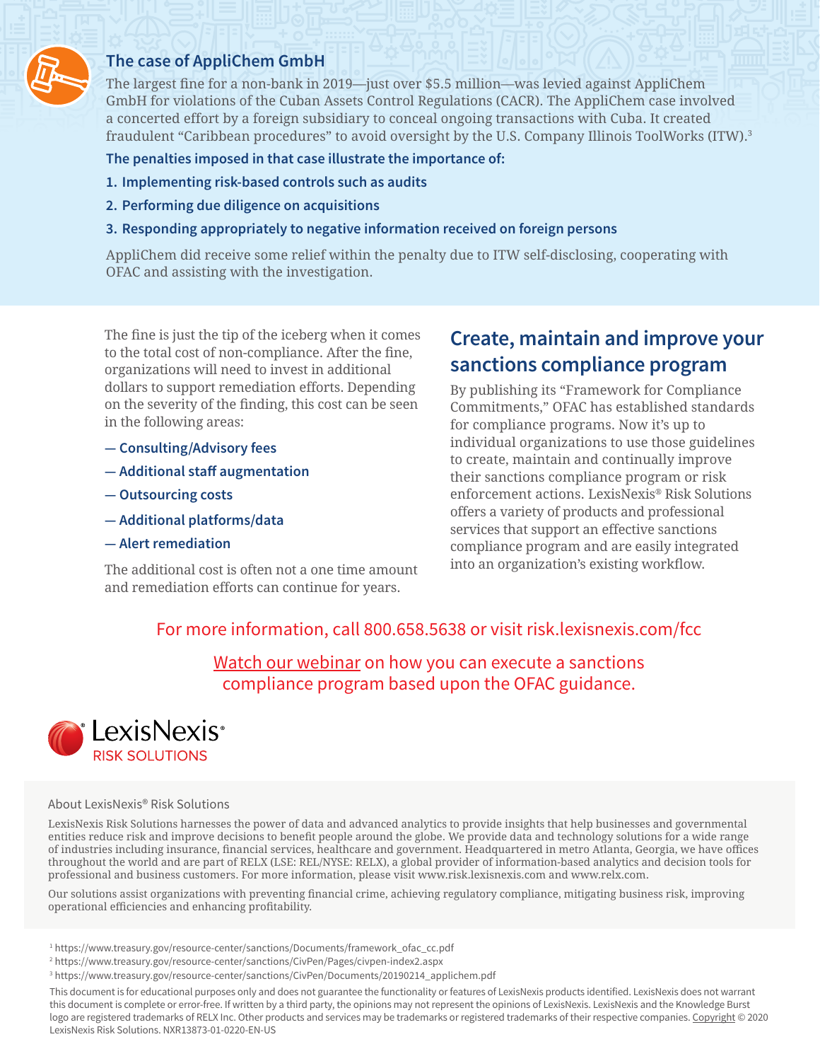## The case of AppliChem GmbH

The largest fine for a non-bank in 2019—just over $5.5 million—was levied against AppliChem GmbH for violations of the Cuban Assets Control Regulations (CACR). The AppliChem case involved a concerted effort by a foreign subsidiary to conceal ongoing transactions with Cuba. It created fraudulent “Caribbean procedures” to avoid oversight by the U.S. Company Illinois ToolWorks (ITW).[3]

**The penalties imposed in that case illustrate the importance of:**

1. **Implementing risk-based controls such as audits**
2. **Performing due diligence on acquisitions**
3. **Responding appropriately to negative information received on foreign persons**

AppliChem did receive some relief within the penalty due to ITW self-disclosing, cooperating with OFAC and assisting with the investigation.

The fine is just the tip of the iceberg when it comes to the total cost of non-compliance. After the fine, organizations will need to invest in additional dollars to support remediation efforts. Depending on the severity of the finding, this cost can be seen in the following areas:

- **Consulting/Advisory fees**
- **Additional staff augmentation**
- **Outsourcing costs**
- **Additional platforms/data**
- **Alert remediation**

The additional cost is often not a one time amount and remediation efforts can continue for years.

## Create, maintain and improve your sanctions compliance program

By publishing its “Framework for Compliance Commitments,” OFAC has established standards for compliance programs. Now it’s up to individual organizations to use those guidelines to create, maintain and continually improve their sanctions compliance program or risk enforcement actions. LexisNexis® Risk Solutions offers a variety of products and professional services that support an effective sanctions compliance program and are easily integrated into an organization’s existing workflow.

For more information, call 800.658.5638 or visit risk.lexisnexis.com/fcc

Watch our webinar on how you can execute a sanctions compliance program based upon the OFAC guidance.

LexisNexis® RISK SOLUTIONS

About LexisNexis® Risk Solutions

LexisNexis Risk Solutions harnesses the power of data and advanced analytics to provide insights that help businesses and governmental entities reduce risk and improve decisions to benefit people around the globe. We provide data and technology solutions for a wide range of industries including insurance, financial services, healthcare and government. Headquartered in metro Atlanta, Georgia, we have offices throughout the world and are part of RELX (LSE: REL/NYSE: RELX), a global provider of information-based analytics and decision tools for professional and business customers. For more information, please visit www.risk.lexisnexis.com and www.relx.com.

Our solutions assist organizations with preventing financial crime, achieving regulatory compliance, mitigating business risk, improving operational efficiencies and enhancing profitability.

[1] https://www.treasury.gov/resource-center/sanctions/Documents/framework_ofac_cc.pdf

[2] https://www.treasury.gov/resource-center/sanctions/CivPen/Pages/civpen-index2.aspx

[3] https://www.treasury.gov/resource-center/sanctions/CivPen/Documents/20190214_applichem.pdf

This document is for educational purposes only and does not guarantee the functionality or features of LexisNexis products identified. LexisNexis does not warrant this document is complete or error-free. If written by a third party, the opinions may not represent the opinions of LexisNexis. LexisNexis and the Knowledge Burst logo are registered trademarks of RELX Inc. Other products and services may be trademarks or registered trademarks of their respective companies. Copyright © 2020 LexisNexis Risk Solutions. NXR13873-01-0220-EN-US